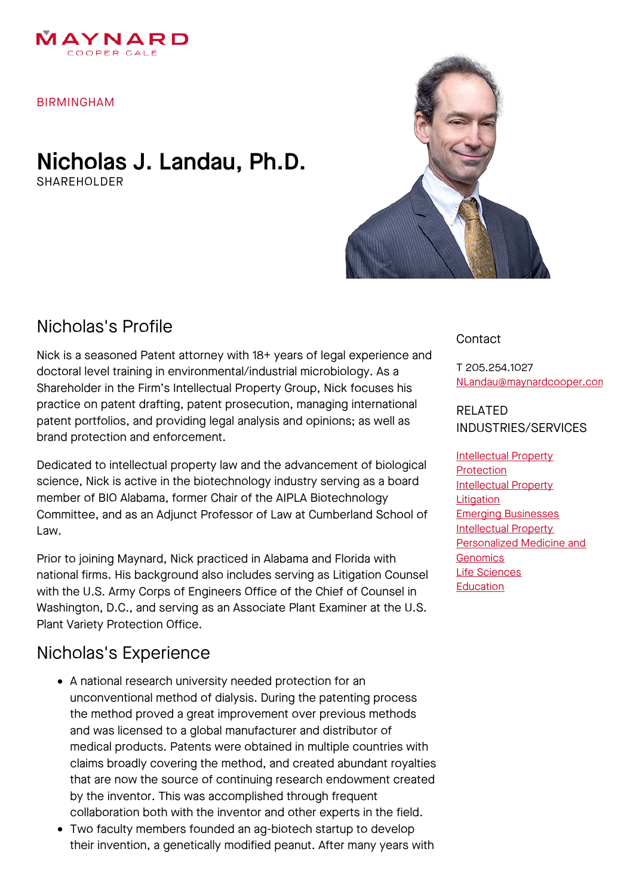MAYNARD
COOPER GALE

BIRMINGHAM

# Nicholas J. Landau, Ph.D.

SHAREHOLDER

## Nicholas's Profile

Nick is a seasoned Patent attorney with 18+ years of legal experience and doctoral level training in environmental/industrial microbiology. As a Shareholder in the Firm's Intellectual Property Group, Nick focuses his practice on patent drafting, patent prosecution, managing international patent portfolios, and providing legal analysis and opinions; as well as brand protection and enforcement.

Dedicated to intellectual property law and the advancement of biological science, Nick is active in the biotechnology industry serving as a board member of BIO Alabama, former Chair of the AIPLA Biotechnology Committee, and as an Adjunct Professor of Law at Cumberland School of Law.

Prior to joining Maynard, Nick practiced in Alabama and Florida with national firms. His background also includes serving as Litigation Counsel with the U.S. Army Corps of Engineers Office of the Chief of Counsel in Washington, D.C., and serving as an Associate Plant Examiner at the U.S. Plant Variety Protection Office.

## Nicholas's Experience

- A national research university needed protection for an unconventional method of dialysis. During the patenting process the method proved a great improvement over previous methods and was licensed to a global manufacturer and distributor of medical products. Patents were obtained in multiple countries with claims broadly covering the method, and created abundant royalties that are now the source of continuing research endowment created by the inventor. This was accomplished through frequent collaboration both with the inventor and other experts in the field.
- Two faculty members founded an ag-biotech startup to develop their invention, a genetically modified peanut. After many years with

Contact

T 205.254.1027
NLandau@maynardcooper.con

RELATED INDUSTRIES/SERVICES

- Intellectual Property Protection
- Intellectual Property Litigation
- Emerging Businesses
- Intellectual Property
- Personalized Medicine and Genomics
- Life Sciences
- Education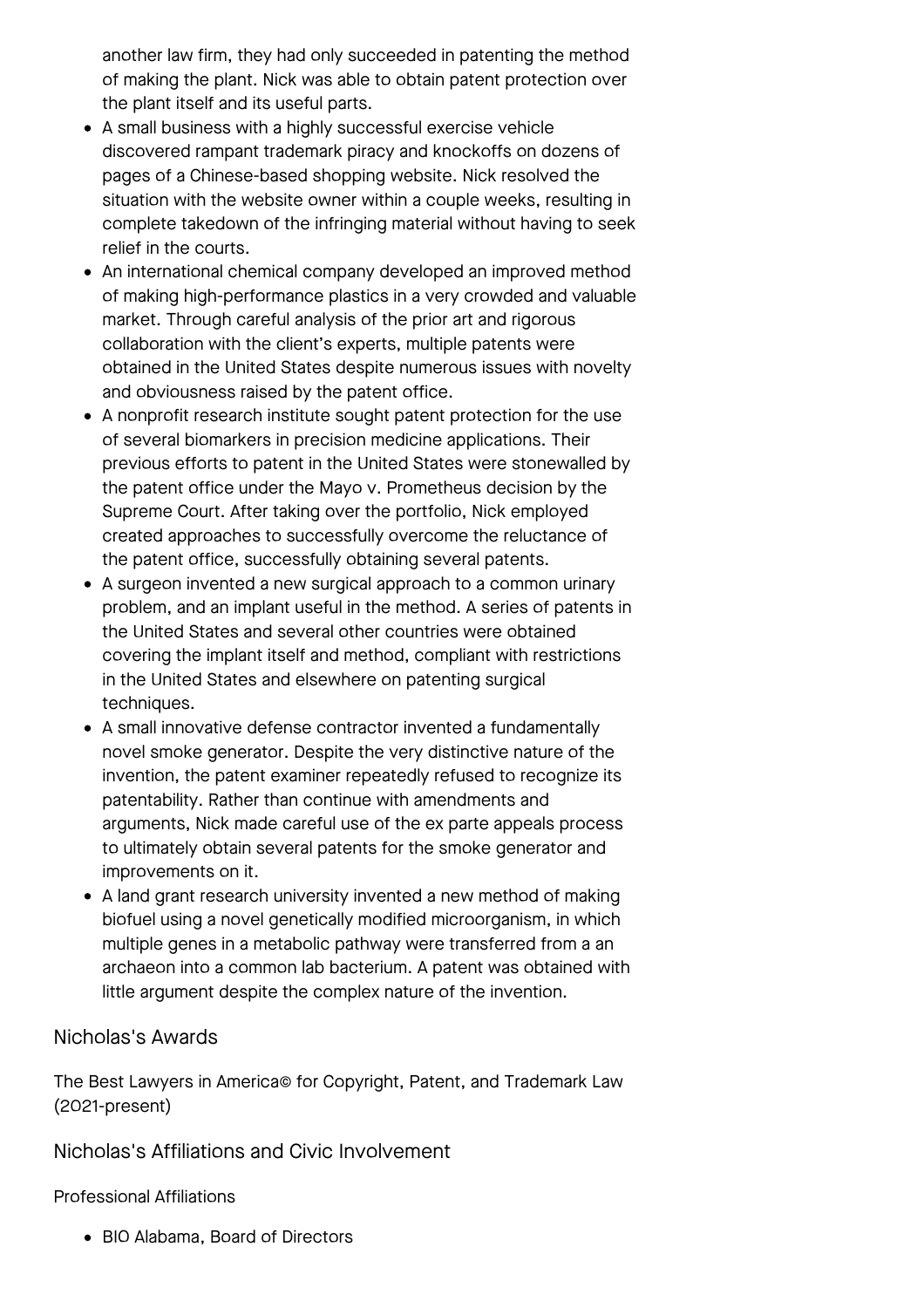another law firm, they had only succeeded in patenting the method of making the plant. Nick was able to obtain patent protection over the plant itself and its useful parts.

- A small business with a highly successful exercise vehicle discovered rampant trademark piracy and knockoffs on dozens of pages of a Chinese-based shopping website. Nick resolved the situation with the website owner within a couple weeks, resulting in complete takedown of the infringing material without having to seek relief in the courts.
- An international chemical company developed an improved method of making high-performance plastics in a very crowded and valuable market. Through careful analysis of the prior art and rigorous collaboration with the client's experts, multiple patents were obtained in the United States despite numerous issues with novelty and obviousness raised by the patent office.
- A nonprofit research institute sought patent protection for the use of several biomarkers in precision medicine applications. Their previous efforts to patent in the United States were stonewalled by the patent office under the Mayo v. Prometheus decision by the Supreme Court. After taking over the portfolio, Nick employed created approaches to successfully overcome the reluctance of the patent office, successfully obtaining several patents.
- A surgeon invented a new surgical approach to a common urinary problem, and an implant useful in the method. A series of patents in the United States and several other countries were obtained covering the implant itself and method, compliant with restrictions in the United States and elsewhere on patenting surgical techniques.
- A small innovative defense contractor invented a fundamentally novel smoke generator. Despite the very distinctive nature of the invention, the patent examiner repeatedly refused to recognize its patentability. Rather than continue with amendments and arguments, Nick made careful use of the ex parte appeals process to ultimately obtain several patents for the smoke generator and improvements on it.
- A land grant research university invented a new method of making biofuel using a novel genetically modified microorganism, in which multiple genes in a metabolic pathway were transferred from a an archaeon into a common lab bacterium. A patent was obtained with little argument despite the complex nature of the invention.

## Nicholas's Awards

The Best Lawyers in America© for Copyright, Patent, and Trademark Law (2021-present)

## Nicholas's Affiliations and Civic Involvement

### Professional Affiliations

- BIO Alabama, Board of Directors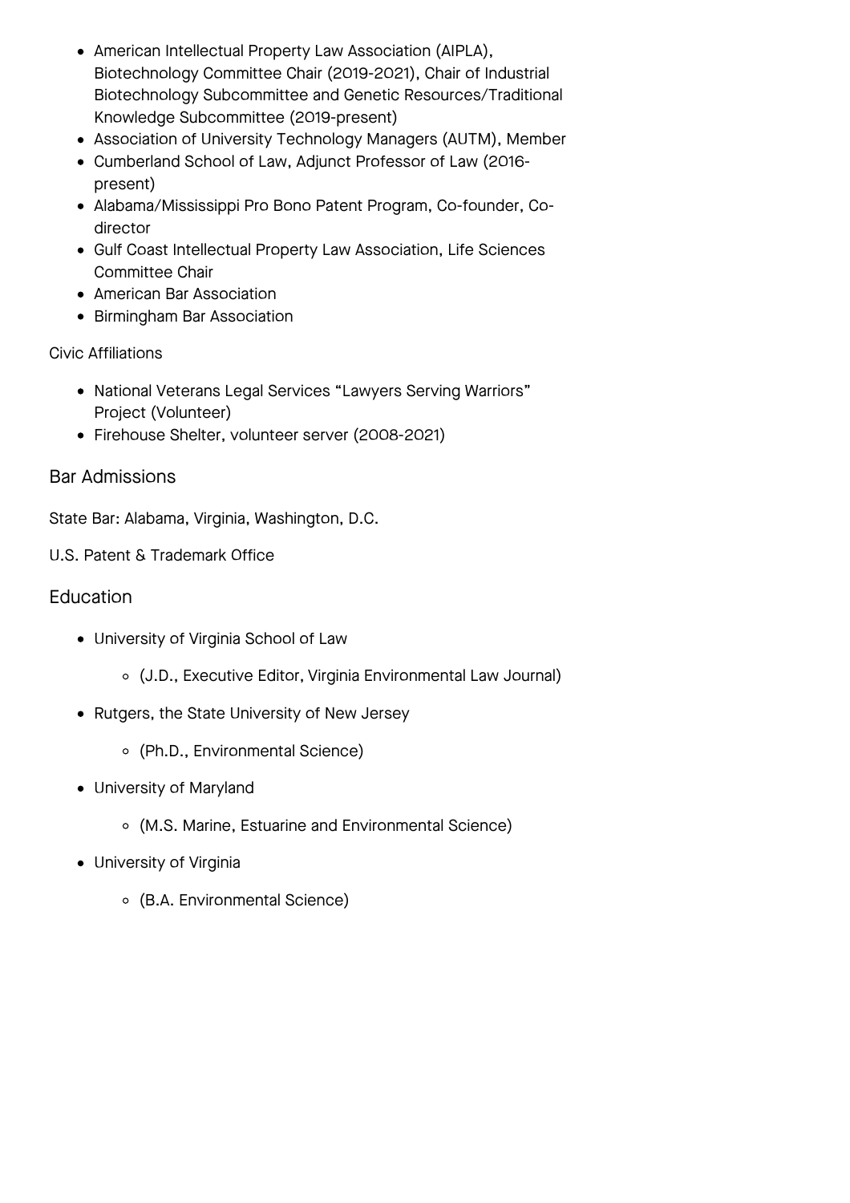- American Intellectual Property Law Association (AIPLA), Biotechnology Committee Chair (2019-2021), Chair of Industrial Biotechnology Subcommittee and Genetic Resources/Traditional Knowledge Subcommittee (2019-present)
- Association of University Technology Managers (AUTM), Member
- Cumberland School of Law, Adjunct Professor of Law (2016-present)
- Alabama/Mississippi Pro Bono Patent Program, Co-founder, Co-director
- Gulf Coast Intellectual Property Law Association, Life Sciences Committee Chair
- American Bar Association
- Birmingham Bar Association

Civic Affiliations

- National Veterans Legal Services "Lawyers Serving Warriors" Project (Volunteer)
- Firehouse Shelter, volunteer server (2008-2021)

## Bar Admissions

State Bar: Alabama, Virginia, Washington, D.C.

U.S. Patent & Trademark Office

## Education

- University of Virginia School of Law
    - (J.D., Executive Editor, Virginia Environmental Law Journal)
- Rutgers, the State University of New Jersey
    - (Ph.D., Environmental Science)
- University of Maryland
    - (M.S. Marine, Estuarine and Environmental Science)
- University of Virginia
    - (B.A. Environmental Science)